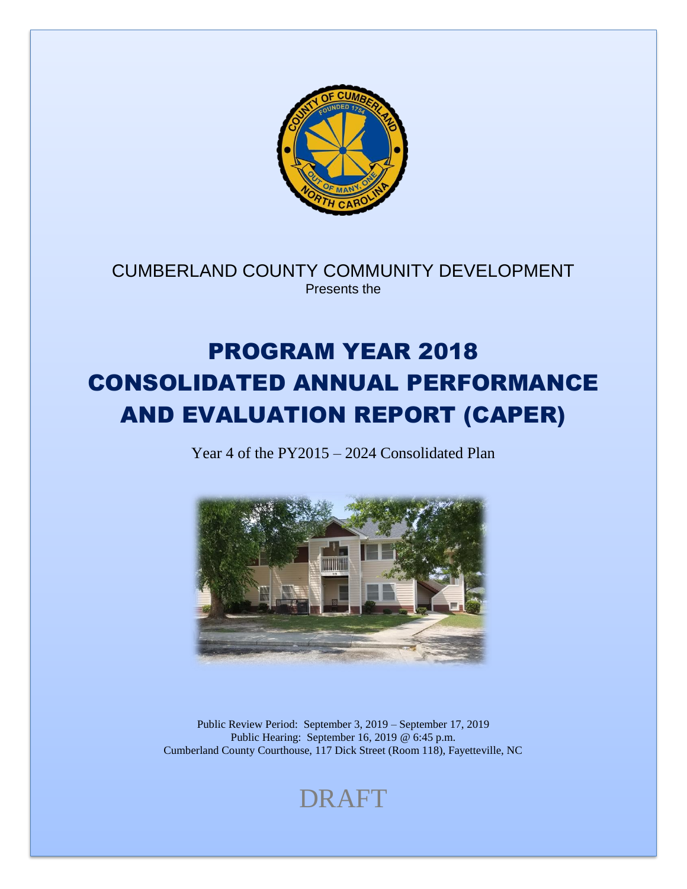CUMBERLAND COUNTY COMMUNITY DEVELOPMENT

Presents the

# PROGRAM YEAR 2018 CONSOLIDATED ANNUAL PERFORMANCE AND EVALUATION REPORT (CAPER)

Year 4 of the PY2015 – 2024 Consolidated Plan

Public Review Period: September 3, 2019 – September 17, 2019
Public Hearing: September 16, 2019 @ 6:45 p.m.
Cumberland County Courthouse, 117 Dick Street (Room 118), Fayetteville, NC

DRAFT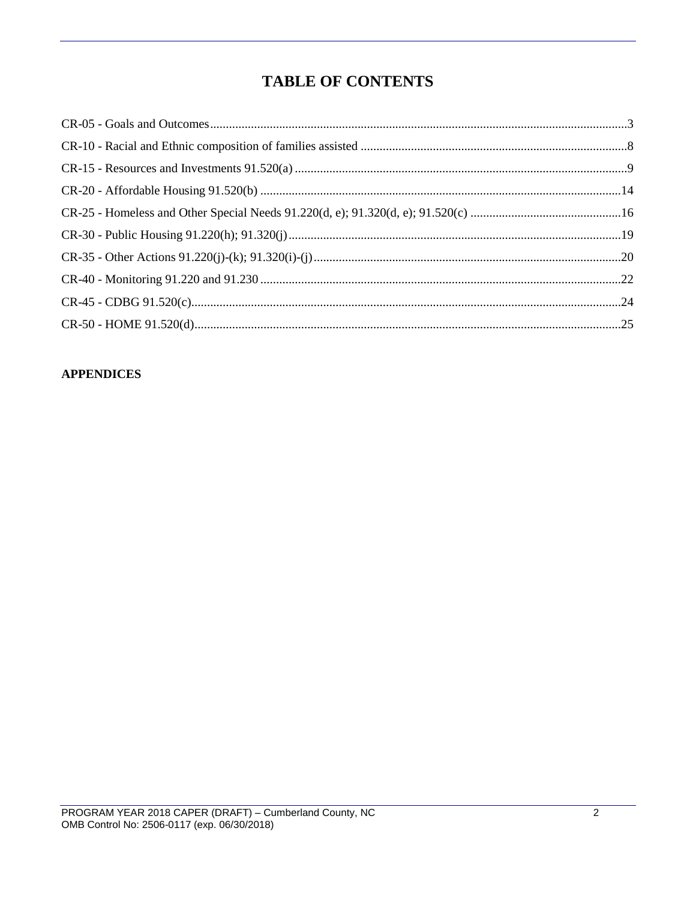# TABLE OF CONTENTS

CR-05 - Goals and Outcomes....................................................................................................................................3

CR-10 - Racial and Ethnic composition of families assisted ....................................................................................8

CR-15 - Resources and Investments 91.520(a) .........................................................................................................9

CR-20 - Affordable Housing 91.520(b) ..................................................................................................................14

CR-25 - Homeless and Other Special Needs 91.220(d, e); 91.320(d, e); 91.520(c) ................................................16

CR-30 - Public Housing 91.220(h); 91.320(j) .........................................................................................................19

CR-35 - Other Actions 91.220(j)-(k); 91.320(i)-(j) .................................................................................................20

CR-40 - Monitoring 91.220 and 91.230 ..................................................................................................................22

CR-45 - CDBG 91.520(c)........................................................................................................................................24

CR-50 - HOME 91.520(d).......................................................................................................................................25

**APPENDICES**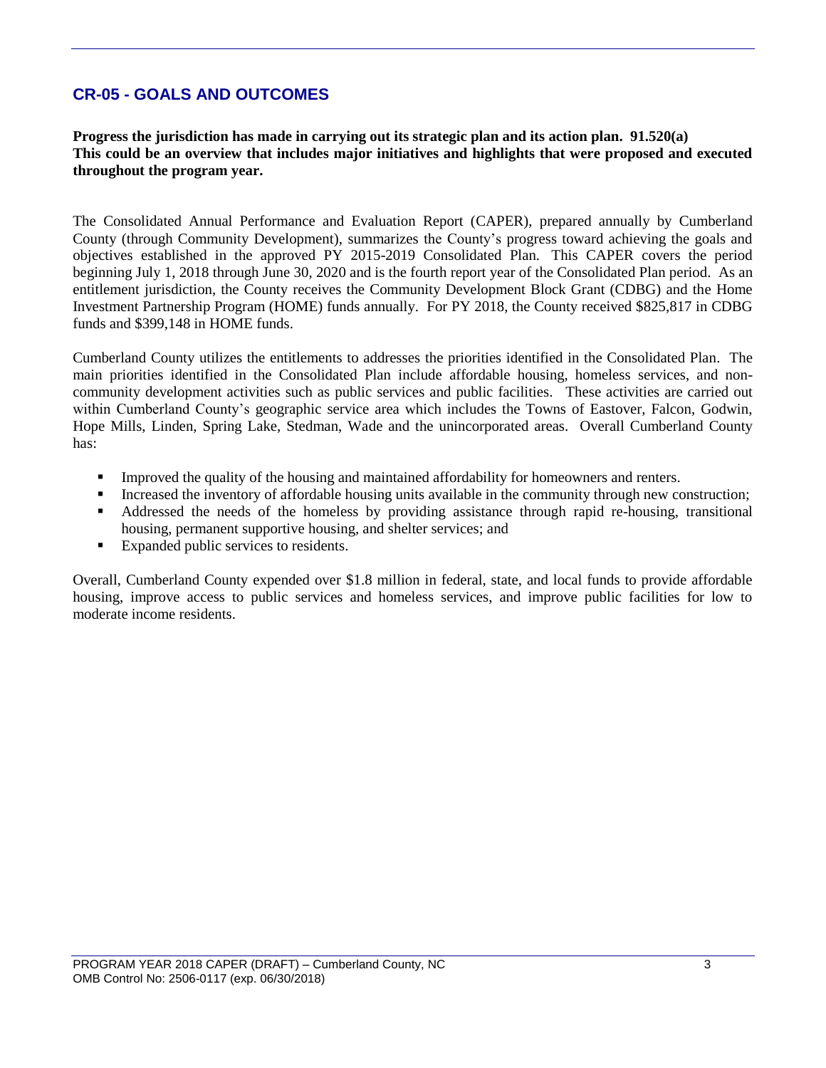## CR-05 - GOALS AND OUTCOMES

**Progress the jurisdiction has made in carrying out its strategic plan and its action plan. 91.520(a)**
**This could be an overview that includes major initiatives and highlights that were proposed and executed throughout the program year.**

The Consolidated Annual Performance and Evaluation Report (CAPER), prepared annually by Cumberland County (through Community Development), summarizes the County's progress toward achieving the goals and objectives established in the approved PY 2015-2019 Consolidated Plan. This CAPER covers the period beginning July 1, 2018 through June 30, 2020 and is the fourth report year of the Consolidated Plan period. As an entitlement jurisdiction, the County receives the Community Development Block Grant (CDBG) and the Home Investment Partnership Program (HOME) funds annually. For PY 2018, the County received $825,817 in CDBG funds and $399,148 in HOME funds.

Cumberland County utilizes the entitlements to addresses the priorities identified in the Consolidated Plan. The main priorities identified in the Consolidated Plan include affordable housing, homeless services, and non-community development activities such as public services and public facilities. These activities are carried out within Cumberland County's geographic service area which includes the Towns of Eastover, Falcon, Godwin, Hope Mills, Linden, Spring Lake, Stedman, Wade and the unincorporated areas. Overall Cumberland County has:

- Improved the quality of the housing and maintained affordability for homeowners and renters.
- Increased the inventory of affordable housing units available in the community through new construction;
- Addressed the needs of the homeless by providing assistance through rapid re-housing, transitional housing, permanent supportive housing, and shelter services; and
- Expanded public services to residents.

Overall, Cumberland County expended over $1.8 million in federal, state, and local funds to provide affordable housing, improve access to public services and homeless services, and improve public facilities for low to moderate income residents.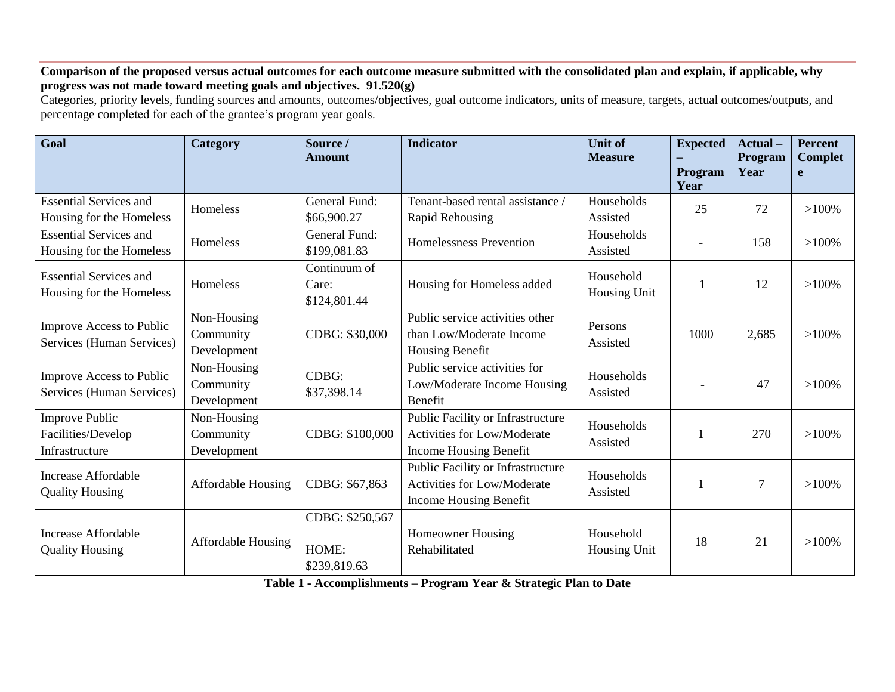**Comparison of the proposed versus actual outcomes for each outcome measure submitted with the consolidated plan and explain, if applicable, why progress was not made toward meeting goals and objectives. 91.520(g)**

Categories, priority levels, funding sources and amounts, outcomes/objectives, goal outcome indicators, units of measure, targets, actual outcomes/outputs, and percentage completed for each of the grantee's program year goals.

| Goal | Category | Source / Amount | Indicator | Unit of Measure | Expected – Program Year | Actual – Program Year | Percent Complete |
|---|---|---|---|---|---|---|---|
| Essential Services and Housing for the Homeless | Homeless | General Fund: $66,900.27 | Tenant-based rental assistance / Rapid Rehousing | Households Assisted | 25 | 72 | >100% |
| Essential Services and Housing for the Homeless | Homeless | General Fund: $199,081.83 | Homelessness Prevention | Households Assisted | - | 158 | >100% |
| Essential Services and Housing for the Homeless | Homeless | Continuum of Care: $124,801.44 | Housing for Homeless added | Household Housing Unit | 1 | 12 | >100% |
| Improve Access to Public Services (Human Services) | Non-Housing Community Development | CDBG: $30,000 | Public service activities other than Low/Moderate Income Housing Benefit | Persons Assisted | 1000 | 2,685 | >100% |
| Improve Access to Public Services (Human Services) | Non-Housing Community Development | CDBG: $37,398.14 | Public service activities for Low/Moderate Income Housing Benefit | Households Assisted | - | 47 | >100% |
| Improve Public Facilities/Develop Infrastructure | Non-Housing Community Development | CDBG: $100,000 | Public Facility or Infrastructure Activities for Low/Moderate Income Housing Benefit | Households Assisted | 1 | 270 | >100% |
| Increase Affordable Quality Housing | Affordable Housing | CDBG: $67,863 | Public Facility or Infrastructure Activities for Low/Moderate Income Housing Benefit | Households Assisted | 1 | 7 | >100% |
| Increase Affordable Quality Housing | Affordable Housing | CDBG: $250,567<br>HOME: $239,819.63 | Homeowner Housing Rehabilitated | Household Housing Unit | 18 | 21 | >100% |

**Table 1 - Accomplishments – Program Year & Strategic Plan to Date**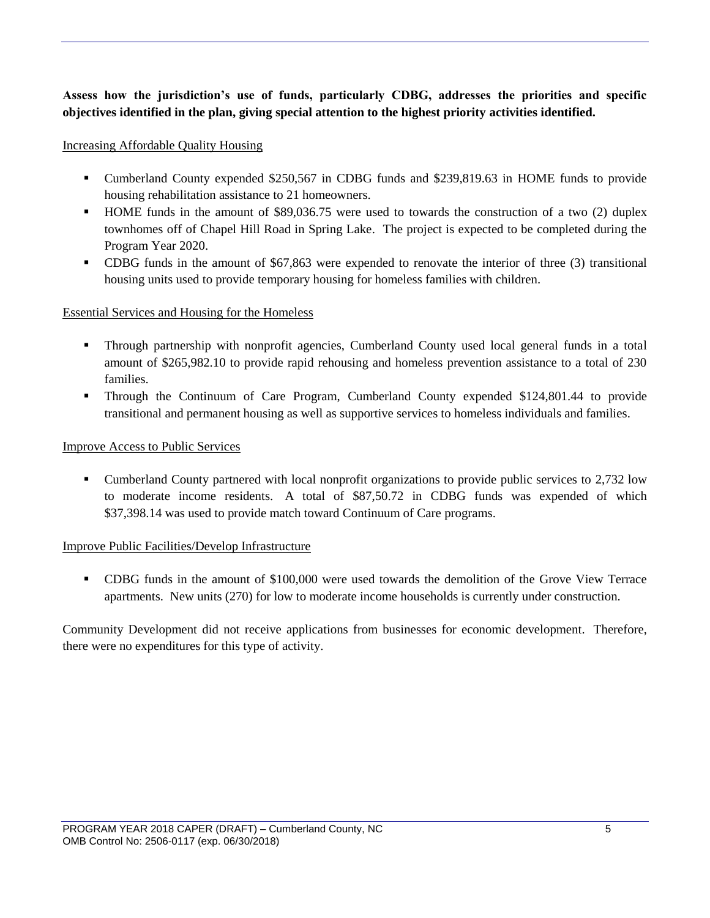**Assess how the jurisdiction's use of funds, particularly CDBG, addresses the priorities and specific objectives identified in the plan, giving special attention to the highest priority activities identified.**

Increasing Affordable Quality Housing

- Cumberland County expended $250,567 in CDBG funds and $239,819.63 in HOME funds to provide housing rehabilitation assistance to 21 homeowners.
- HOME funds in the amount of $89,036.75 were used to towards the construction of a two (2) duplex townhomes off of Chapel Hill Road in Spring Lake. The project is expected to be completed during the Program Year 2020.
- CDBG funds in the amount of $67,863 were expended to renovate the interior of three (3) transitional housing units used to provide temporary housing for homeless families with children.

Essential Services and Housing for the Homeless

- Through partnership with nonprofit agencies, Cumberland County used local general funds in a total amount of $265,982.10 to provide rapid rehousing and homeless prevention assistance to a total of 230 families.
- Through the Continuum of Care Program, Cumberland County expended $124,801.44 to provide transitional and permanent housing as well as supportive services to homeless individuals and families.

Improve Access to Public Services

- Cumberland County partnered with local nonprofit organizations to provide public services to 2,732 low to moderate income residents. A total of $87,50.72 in CDBG funds was expended of which $37,398.14 was used to provide match toward Continuum of Care programs.

Improve Public Facilities/Develop Infrastructure

- CDBG funds in the amount of $100,000 were used towards the demolition of the Grove View Terrace apartments. New units (270) for low to moderate income households is currently under construction.

Community Development did not receive applications from businesses for economic development. Therefore, there were no expenditures for this type of activity.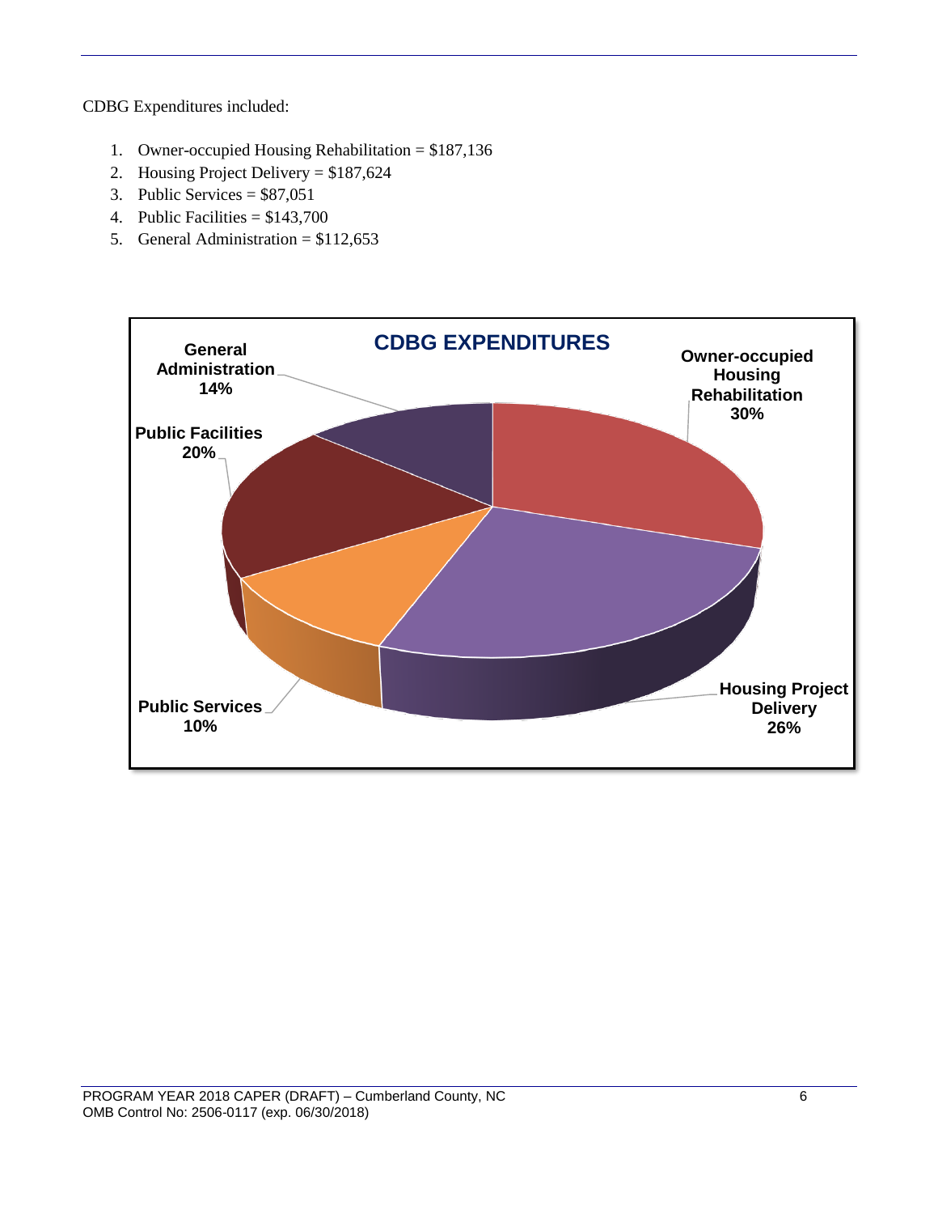CDBG Expenditures included:

1. Owner-occupied Housing Rehabilitation = $187,136
2. Housing Project Delivery = $187,624
3. Public Services = $87,051
4. Public Facilities = $143,700
5. General Administration = $112,653

CDBG EXPENDITURES

General Administration 14%

Owner-occupied Housing Rehabilitation 30%

Public Facilities 20%

Public Services 10%

Housing Project Delivery 26%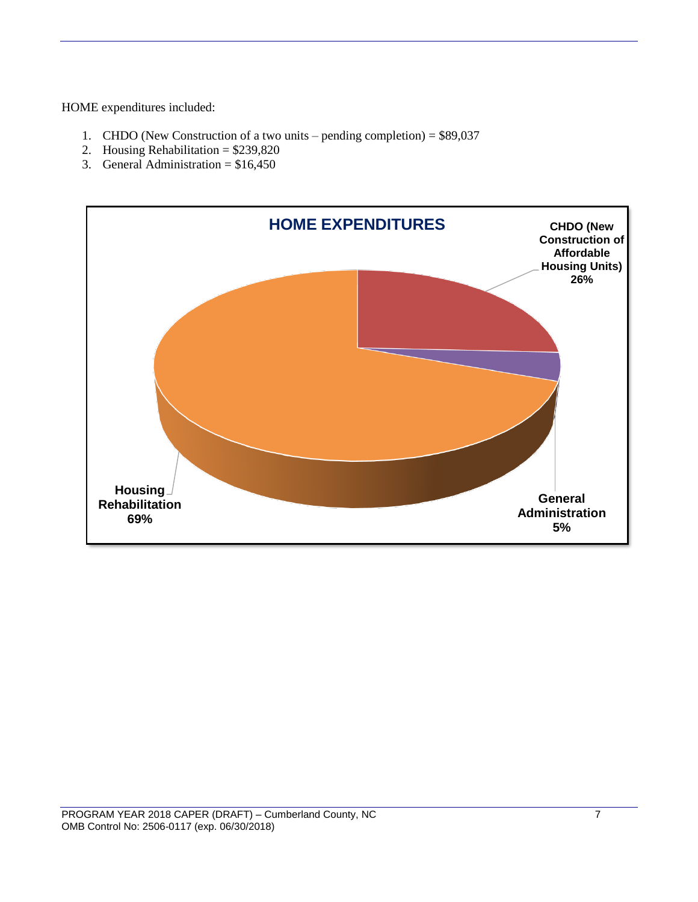HOME expenditures included:

1. CHDO (New Construction of a two units – pending completion) = $89,037
2. Housing Rehabilitation = $239,820
3. General Administration = $16,450

HOME EXPENDITURES

CHDO (New Construction of Affordable Housing Units) 26%

Housing Rehabilitation 69%

General Administration 5%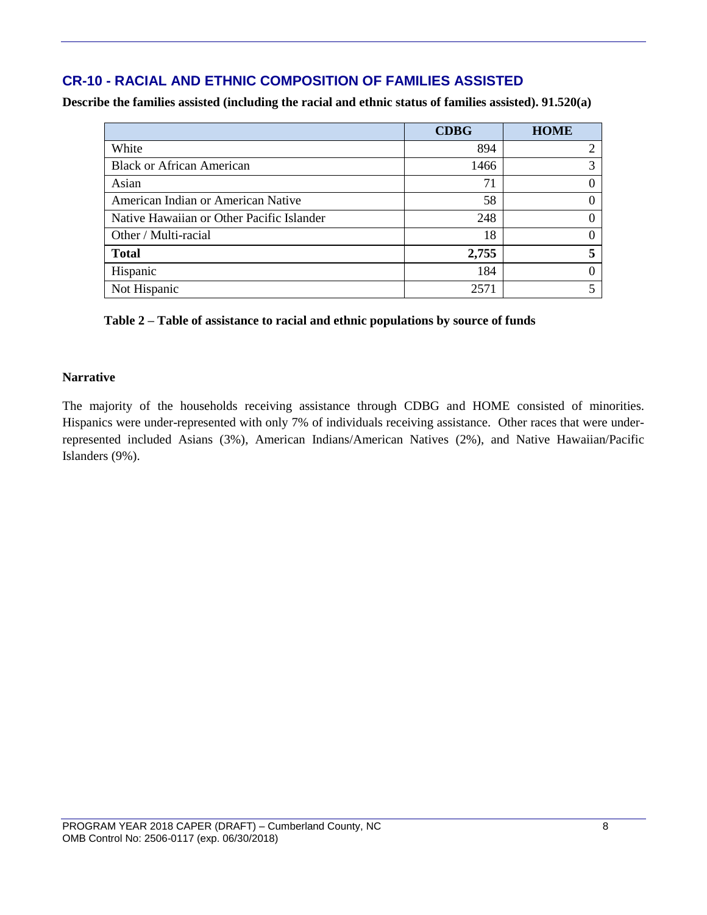## CR-10 - RACIAL AND ETHNIC COMPOSITION OF FAMILIES ASSISTED

**Describe the families assisted (including the racial and ethnic status of families assisted). 91.520(a)**

| | CDBG | HOME |
|---|---|---|
| White | 894 | 2 |
| Black or African American | 1466 | 3 |
| Asian | 71 | 0 |
| American Indian or American Native | 58 | 0 |
| Native Hawaiian or Other Pacific Islander | 248 | 0 |
| Other / Multi-racial | 18 | 0 |
| **Total** | **2,755** | **5** |
| Hispanic | 184 | 0 |
| Not Hispanic | 2571 | 5 |

**Table 2 – Table of assistance to racial and ethnic populations by source of funds**

**Narrative**

The majority of the households receiving assistance through CDBG and HOME consisted of minorities. Hispanics were under-represented with only 7% of individuals receiving assistance. Other races that were under-represented included Asians (3%), American Indians/American Natives (2%), and Native Hawaiian/Pacific Islanders (9%).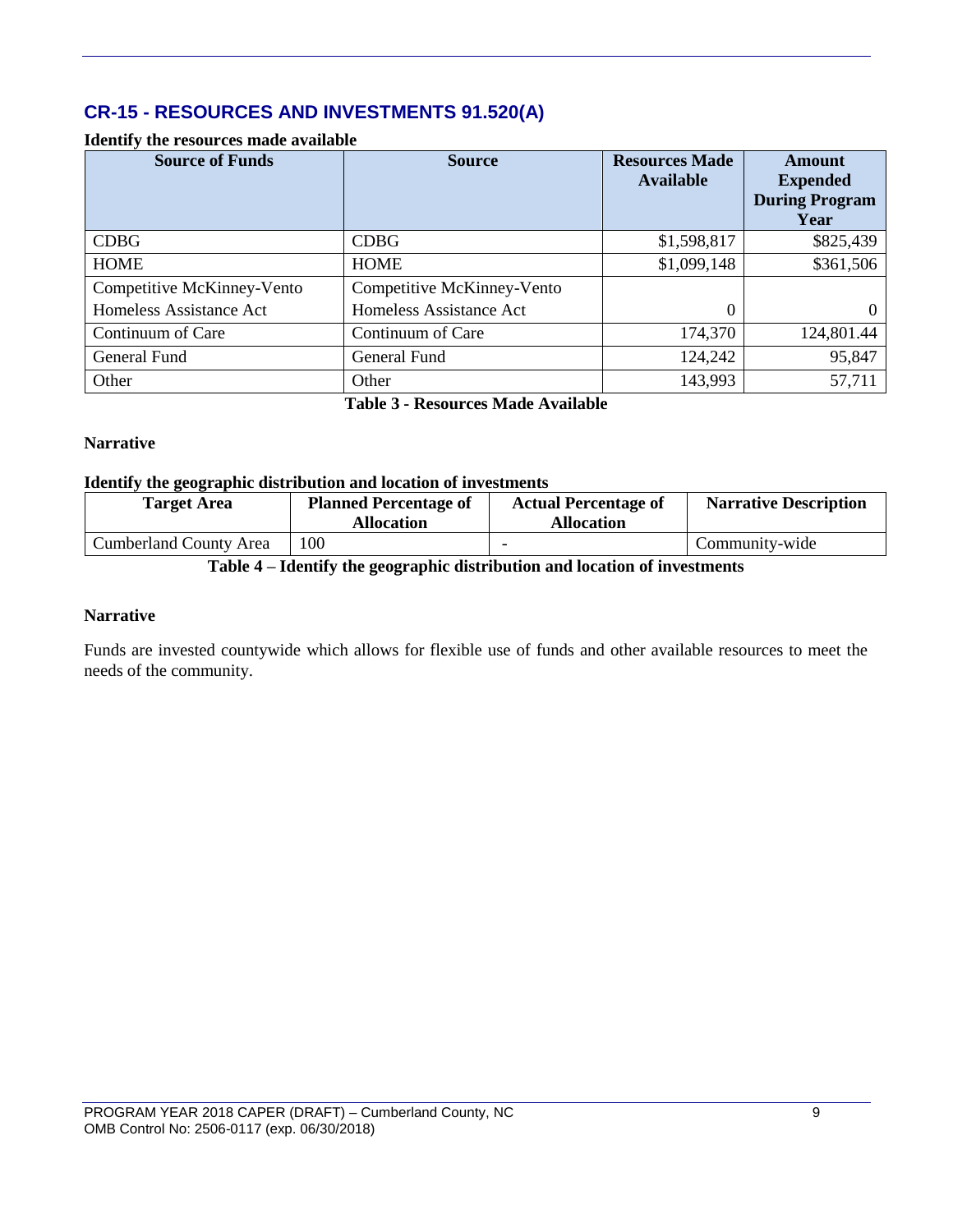## CR-15 - RESOURCES AND INVESTMENTS 91.520(A)

**Identify the resources made available**

| Source of Funds | Source | Resources Made Available | Amount Expended During Program Year |
|---|---|---|---|
| CDBG | CDBG | $1,598,817 | $825,439 |
| HOME | HOME | $1,099,148 | $361,506 |
| Competitive McKinney-Vento Homeless Assistance Act | Competitive McKinney-Vento Homeless Assistance Act | 0 | 0 |
| Continuum of Care | Continuum of Care | 174,370 | 124,801.44 |
| General Fund | General Fund | 124,242 | 95,847 |
| Other | Other | 143,993 | 57,711 |

**Table 3 - Resources Made Available**

**Narrative**

**Identify the geographic distribution and location of investments**

| Target Area | Planned Percentage of Allocation | Actual Percentage of Allocation | Narrative Description |
|---|---|---|---|
| Cumberland County Area | 100 | - | Community-wide |

**Table 4 – Identify the geographic distribution and location of investments**

**Narrative**

Funds are invested countywide which allows for flexible use of funds and other available resources to meet the needs of the community.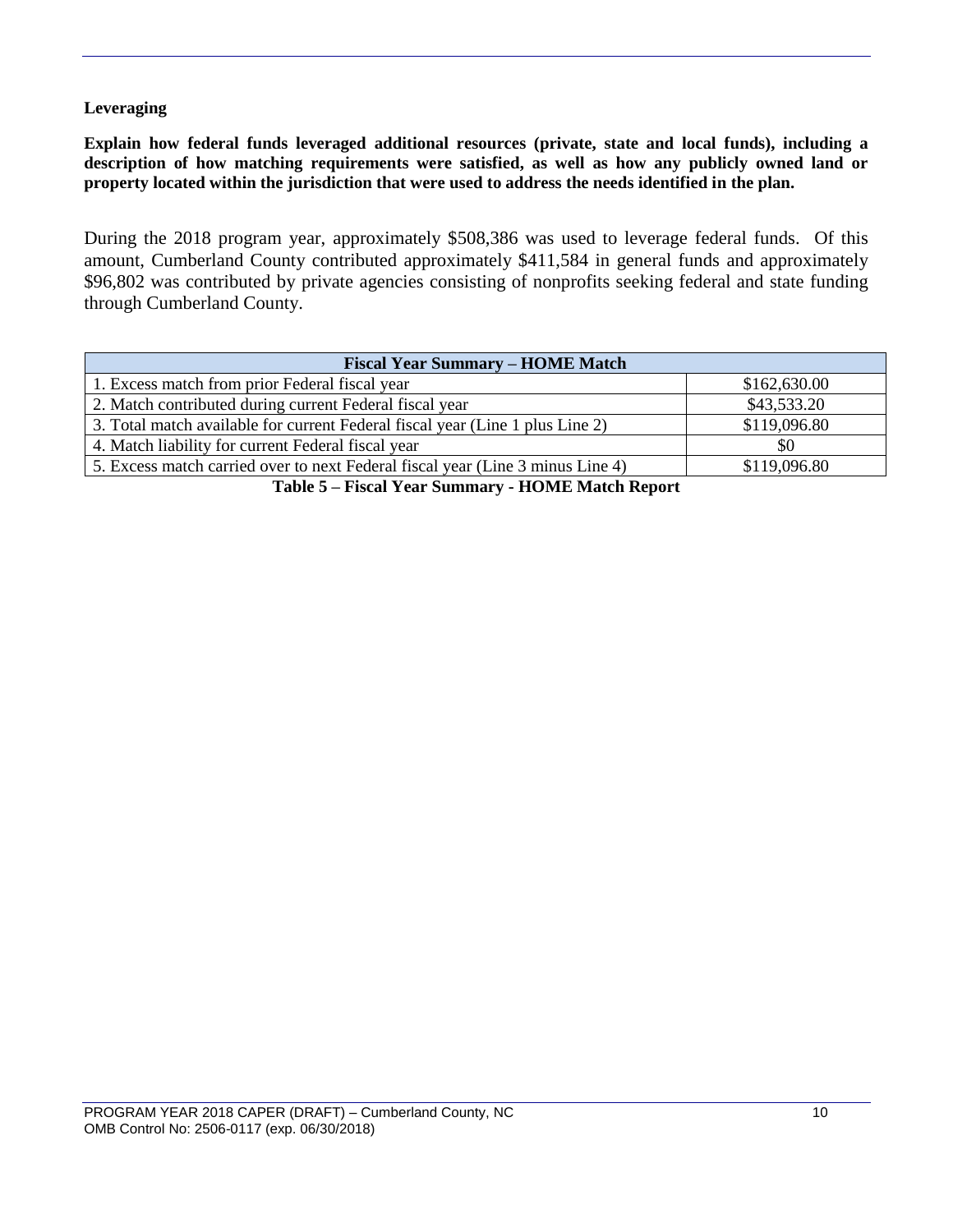**Leveraging**

**Explain how federal funds leveraged additional resources (private, state and local funds), including a description of how matching requirements were satisfied, as well as how any publicly owned land or property located within the jurisdiction that were used to address the needs identified in the plan.**

During the 2018 program year, approximately $508,386 was used to leverage federal funds. Of this amount, Cumberland County contributed approximately $411,584 in general funds and approximately $96,802 was contributed by private agencies consisting of nonprofits seeking federal and state funding through Cumberland County.

| Fiscal Year Summary – HOME Match | |
| --- | --- |
| 1. Excess match from prior Federal fiscal year | $162,630.00 |
| 2. Match contributed during current Federal fiscal year | $43,533.20 |
| 3. Total match available for current Federal fiscal year (Line 1 plus Line 2) | $119,096.80 |
| 4. Match liability for current Federal fiscal year | $0 |
| 5. Excess match carried over to next Federal fiscal year (Line 3 minus Line 4) | $119,096.80 |

**Table 5 – Fiscal Year Summary - HOME Match Report**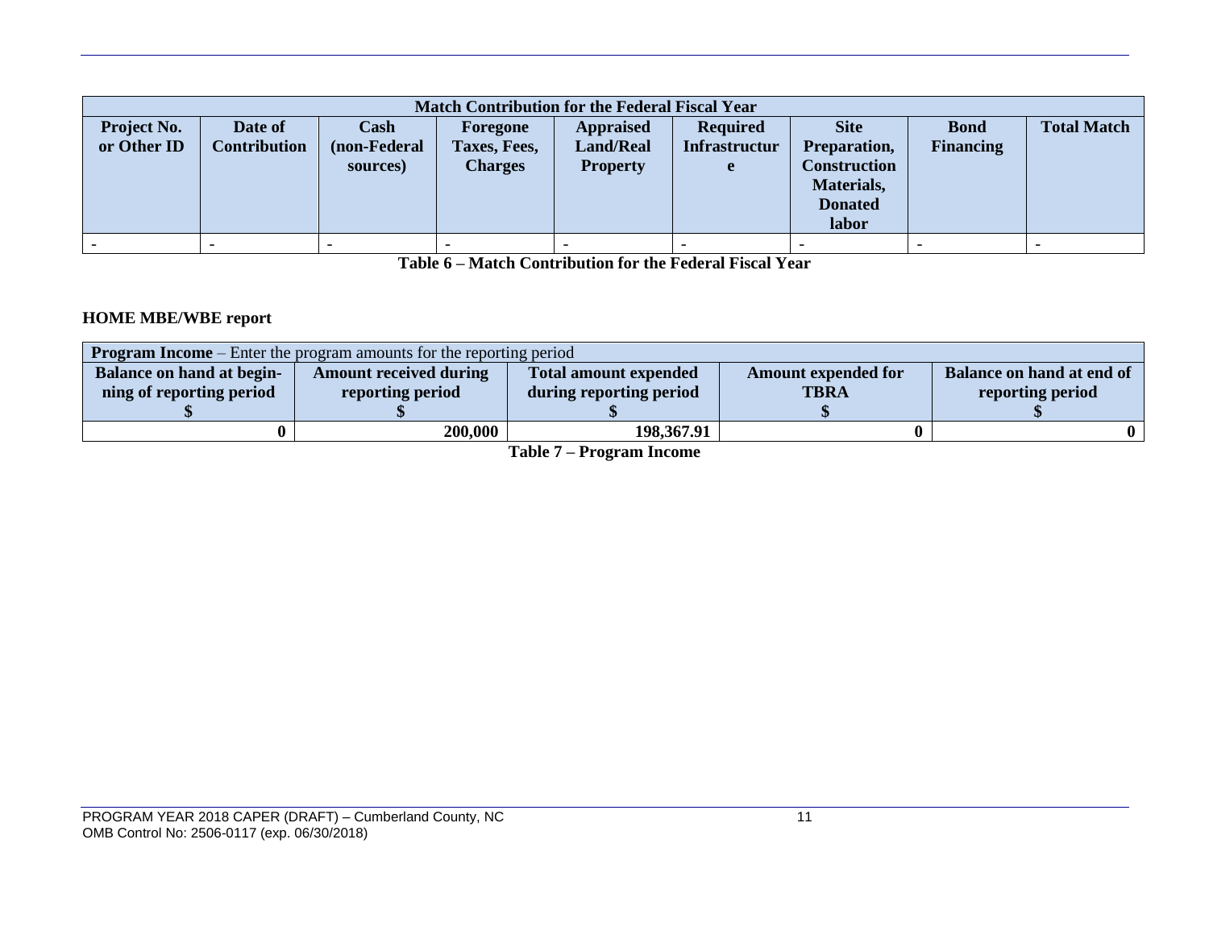| Match Contribution for the Federal Fiscal Year | | | | | | | | |
|---|---|---|---|---|---|---|---|---|
| **Project No. or Other ID** | **Date of Contribution** | **Cash (non-Federal sources)** | **Foregone Taxes, Fees, Charges** | **Appraised Land/Real Property** | **Required Infrastructure** | **Site Preparation, Construction Materials, Donated labor** | **Bond Financing** | **Total Match** |
| - | - | - | - | - | - | - | - | - |

**Table 6 – Match Contribution for the Federal Fiscal Year**

**HOME MBE/WBE report**

| **Program Income** – Enter the program amounts for the reporting period | | | | |
|---|---|---|---|---|
| **Balance on hand at beginning of reporting period $** | **Amount received during reporting period $** | **Total amount expended during reporting period $** | **Amount expended for TBRA $** | **Balance on hand at end of reporting period $** |
| **0** | **200,000** | **198,367.91** | **0** | **0** |

**Table 7 – Program Income**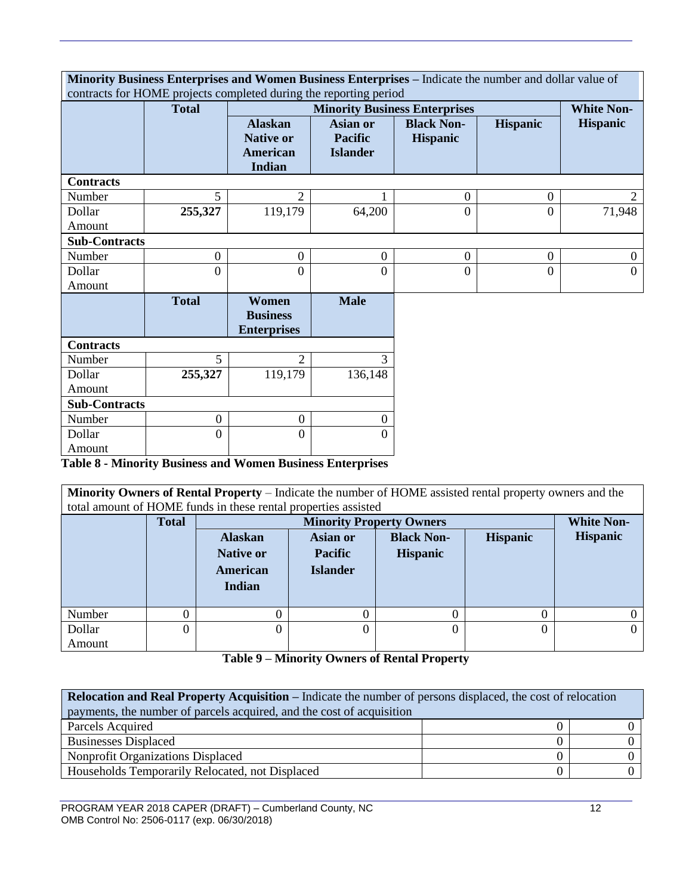| **Minority Business Enterprises and Women Business Enterprises** – Indicate the number and dollar value of contracts for HOME projects completed during the reporting period | | | | | | |
|---|---|---|---|---|---|---|
| | **Total** | **Minority Business Enterprises** | | | | **White Non-Hispanic** |
| | | **Alaskan Native or American Indian** | **Asian or Pacific Islander** | **Black Non-Hispanic** | **Hispanic** | |
| **Contracts** | | | | | | |
| Number | 5 | 2 | 1 | 0 | 0 | 2 |
| Dollar Amount | **255,327** | 119,179 | 64,200 | 0 | 0 | 71,948 |
| **Sub-Contracts** | | | | | | |
| Number | 0 | 0 | 0 | 0 | 0 | 0 |
| Dollar Amount | 0 | 0 | 0 | 0 | 0 | 0 |

| | **Total** | **Women Business Enterprises** | **Male** |
|---|---|---|---|
| **Contracts** | | | |
| Number | 5 | 2 | 3 |
| Dollar Amount | **255,327** | 119,179 | 136,148 |
| **Sub-Contracts** | | | |
| Number | 0 | 0 | 0 |
| Dollar Amount | 0 | 0 | 0 |

**Table 8 - Minority Business and Women Business Enterprises**

| **Minority Owners of Rental Property** – Indicate the number of HOME assisted rental property owners and the total amount of HOME funds in these rental properties assisted | | | | | | |
|---|---|---|---|---|---|---|
| | **Total** | **Minority Property Owners** | | | | **White Non-Hispanic** |
| | | **Alaskan Native or American Indian** | **Asian or Pacific Islander** | **Black Non-Hispanic** | **Hispanic** | |
| Number | 0 | 0 | 0 | 0 | 0 | 0 |
| Dollar Amount | 0 | 0 | 0 | 0 | 0 | 0 |

**Table 9 – Minority Owners of Rental Property**

| **Relocation and Real Property Acquisition** – Indicate the number of persons displaced, the cost of relocation payments, the number of parcels acquired, and the cost of acquisition | | |
|---|---|---|
| Parcels Acquired | 0 | 0 |
| Businesses Displaced | 0 | 0 |
| Nonprofit Organizations Displaced | 0 | 0 |
| Households Temporarily Relocated, not Displaced | 0 | 0 |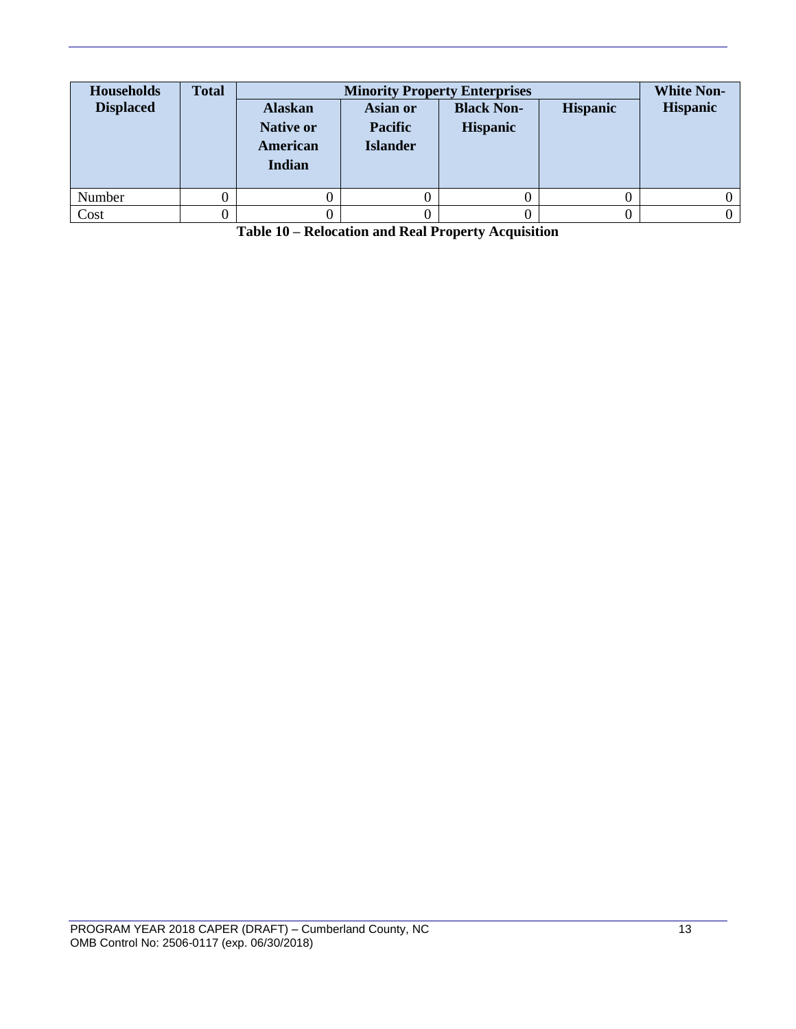| Households Displaced | Total | Minority Property Enterprises | | | | White Non-Hispanic |
|---|---|---|---|---|---|---|
| | | Alaskan Native or American Indian | Asian or Pacific Islander | Black Non-Hispanic | Hispanic | |
| Number | 0 | 0 | 0 | 0 | 0 | 0 |
| Cost | 0 | 0 | 0 | 0 | 0 | 0 |

**Table 10 – Relocation and Real Property Acquisition**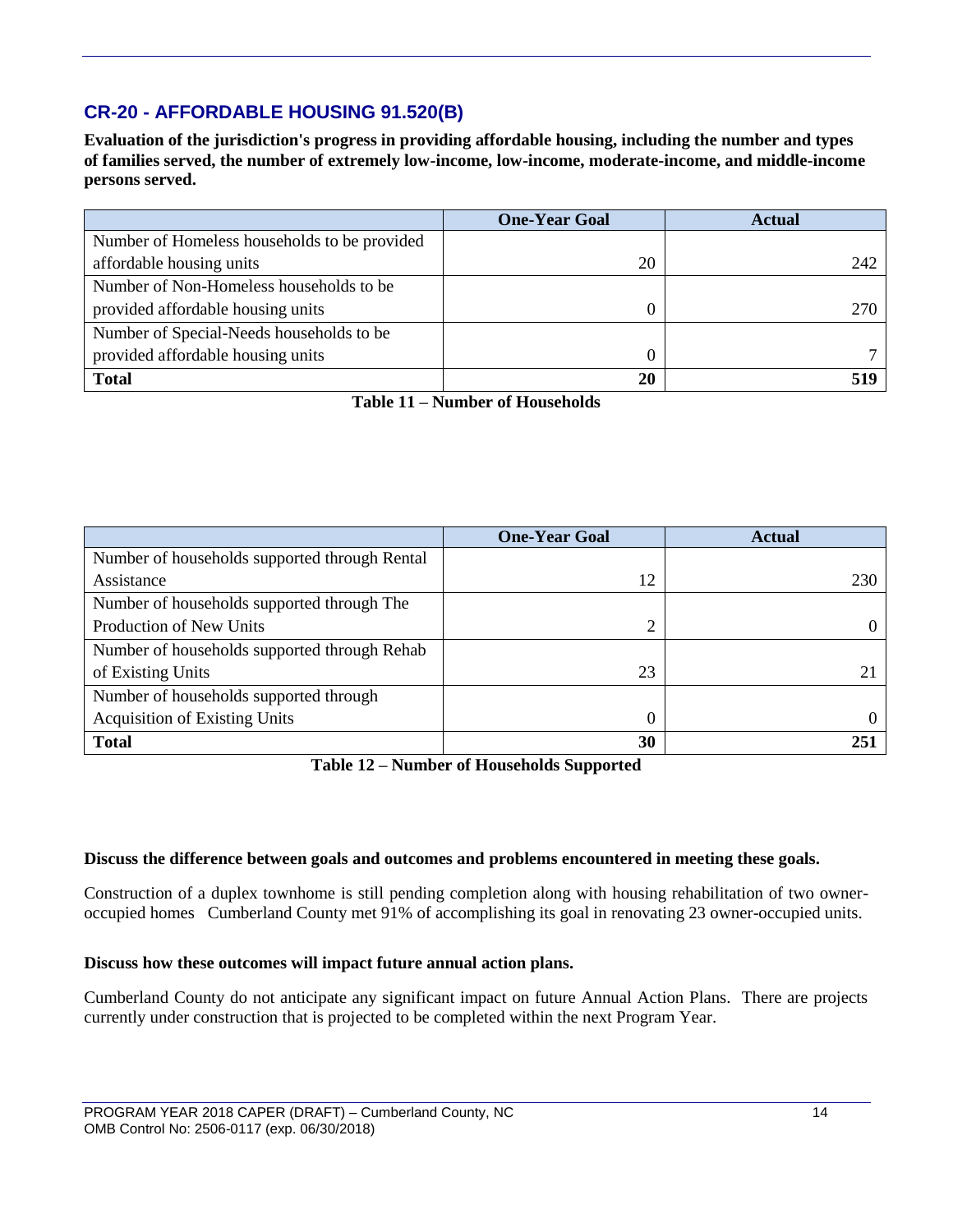## CR-20 - AFFORDABLE HOUSING 91.520(B)

**Evaluation of the jurisdiction's progress in providing affordable housing, including the number and types of families served, the number of extremely low-income, low-income, moderate-income, and middle-income persons served.**

| | One-Year Goal | Actual |
|---|---|---|
| Number of Homeless households to be provided affordable housing units | 20 | 242 |
| Number of Non-Homeless households to be provided affordable housing units | 0 | 270 |
| Number of Special-Needs households to be provided affordable housing units | 0 | 7 |
| **Total** | **20** | **519** |

**Table 11 – Number of Households**

| | One-Year Goal | Actual |
|---|---|---|
| Number of households supported through Rental Assistance | 12 | 230 |
| Number of households supported through The Production of New Units | 2 | 0 |
| Number of households supported through Rehab of Existing Units | 23 | 21 |
| Number of households supported through Acquisition of Existing Units | 0 | 0 |
| **Total** | **30** | **251** |

**Table 12 – Number of Households Supported**

**Discuss the difference between goals and outcomes and problems encountered in meeting these goals.**

Construction of a duplex townhome is still pending completion along with housing rehabilitation of two owner-occupied homes Cumberland County met 91% of accomplishing its goal in renovating 23 owner-occupied units.

**Discuss how these outcomes will impact future annual action plans.**

Cumberland County do not anticipate any significant impact on future Annual Action Plans. There are projects currently under construction that is projected to be completed within the next Program Year.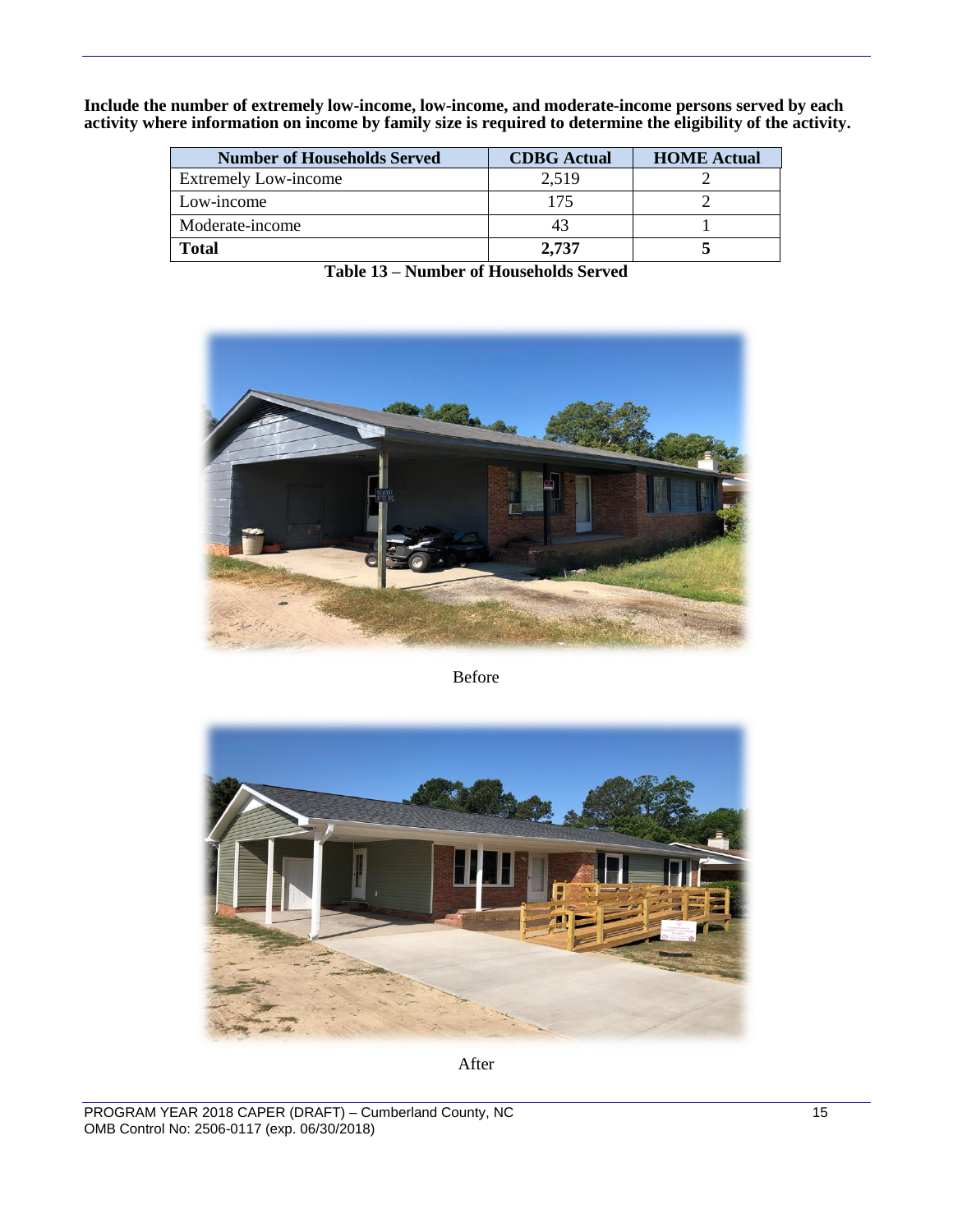**Include the number of extremely low-income, low-income, and moderate-income persons served by each activity where information on income by family size is required to determine the eligibility of the activity.**

| Number of Households Served | CDBG Actual | HOME Actual |
|---|---|---|
| Extremely Low-income | 2,519 | 2 |
| Low-income | 175 | 2 |
| Moderate-income | 43 | 1 |
| **Total** | **2,737** | **5** |

**Table 13 – Number of Households Served**

Before

After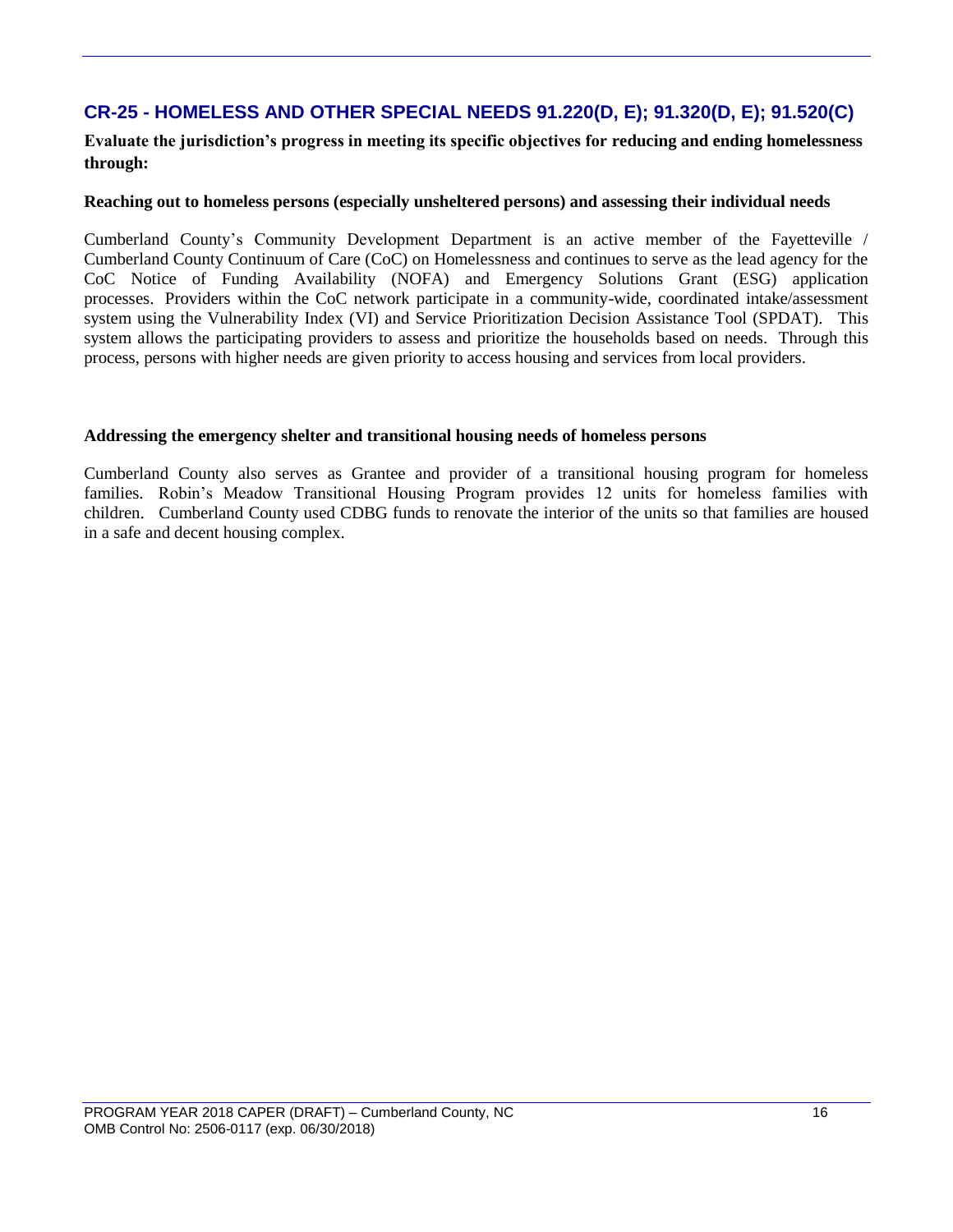## CR-25 - HOMELESS AND OTHER SPECIAL NEEDS 91.220(D, E); 91.320(D, E); 91.520(C)

**Evaluate the jurisdiction's progress in meeting its specific objectives for reducing and ending homelessness through:**

**Reaching out to homeless persons (especially unsheltered persons) and assessing their individual needs**

Cumberland County's Community Development Department is an active member of the Fayetteville / Cumberland County Continuum of Care (CoC) on Homelessness and continues to serve as the lead agency for the CoC Notice of Funding Availability (NOFA) and Emergency Solutions Grant (ESG) application processes. Providers within the CoC network participate in a community-wide, coordinated intake/assessment system using the Vulnerability Index (VI) and Service Prioritization Decision Assistance Tool (SPDAT). This system allows the participating providers to assess and prioritize the households based on needs. Through this process, persons with higher needs are given priority to access housing and services from local providers.

**Addressing the emergency shelter and transitional housing needs of homeless persons**

Cumberland County also serves as Grantee and provider of a transitional housing program for homeless families. Robin's Meadow Transitional Housing Program provides 12 units for homeless families with children. Cumberland County used CDBG funds to renovate the interior of the units so that families are housed in a safe and decent housing complex.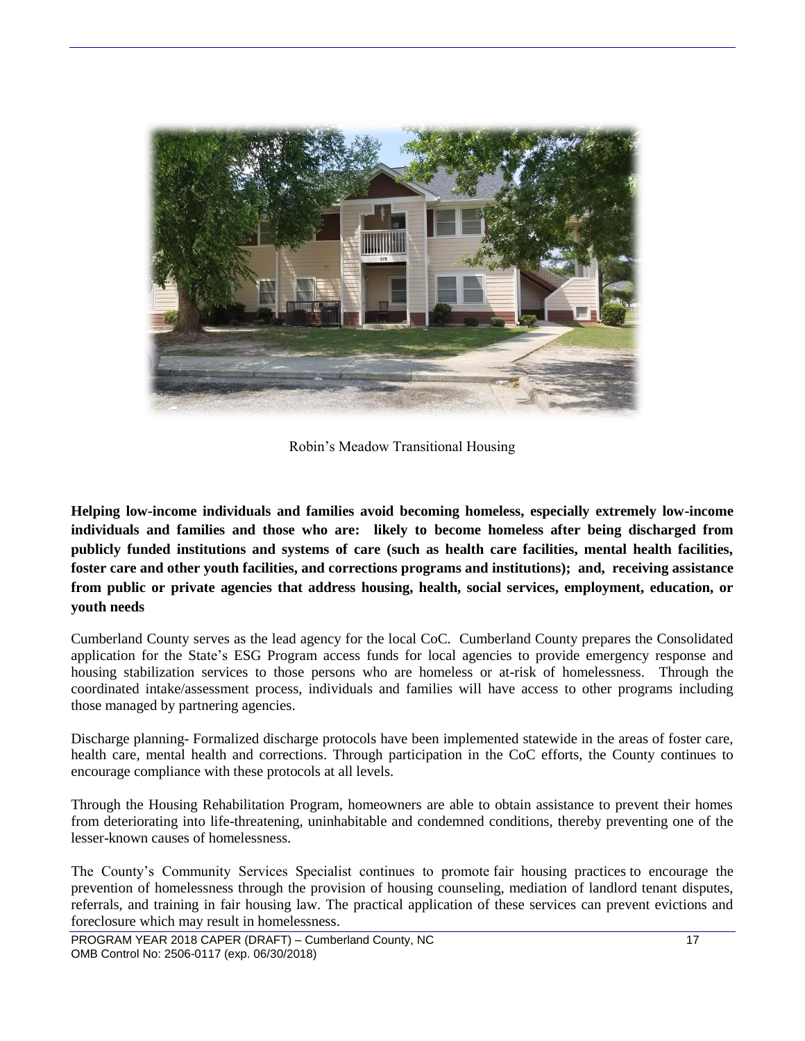Robin’s Meadow Transitional Housing

**Helping low-income individuals and families avoid becoming homeless, especially extremely low-income individuals and families and those who are: likely to become homeless after being discharged from publicly funded institutions and systems of care (such as health care facilities, mental health facilities, foster care and other youth facilities, and corrections programs and institutions); and, receiving assistance from public or private agencies that address housing, health, social services, employment, education, or youth needs**

Cumberland County serves as the lead agency for the local CoC. Cumberland County prepares the Consolidated application for the State’s ESG Program access funds for local agencies to provide emergency response and housing stabilization services to those persons who are homeless or at-risk of homelessness. Through the coordinated intake/assessment process, individuals and families will have access to other programs including those managed by partnering agencies.

Discharge planning- Formalized discharge protocols have been implemented statewide in the areas of foster care, health care, mental health and corrections. Through participation in the CoC efforts, the County continues to encourage compliance with these protocols at all levels.

Through the Housing Rehabilitation Program, homeowners are able to obtain assistance to prevent their homes from deteriorating into life-threatening, uninhabitable and condemned conditions, thereby preventing one of the lesser-known causes of homelessness.

The County’s Community Services Specialist continues to promote fair housing practices to encourage the prevention of homelessness through the provision of housing counseling, mediation of landlord tenant disputes, referrals, and training in fair housing law. The practical application of these services can prevent evictions and foreclosure which may result in homelessness.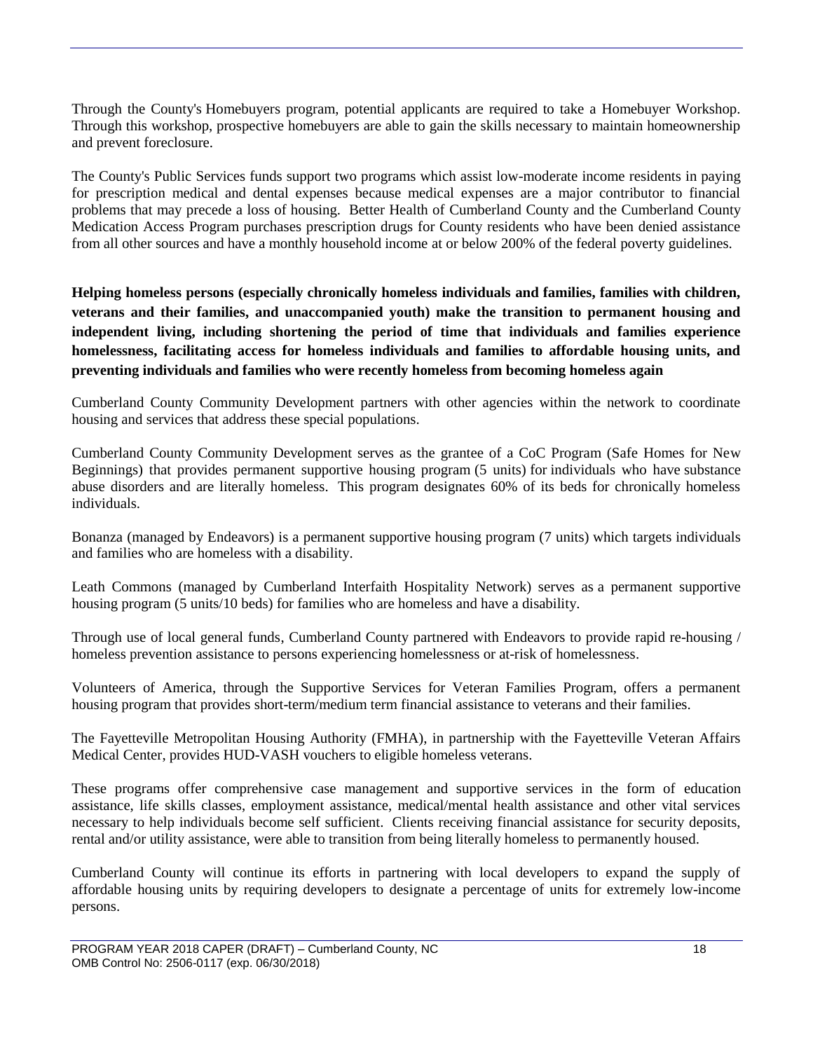Through the County's Homebuyers program, potential applicants are required to take a Homebuyer Workshop. Through this workshop, prospective homebuyers are able to gain the skills necessary to maintain homeownership and prevent foreclosure.

The County's Public Services funds support two programs which assist low-moderate income residents in paying for prescription medical and dental expenses because medical expenses are a major contributor to financial problems that may precede a loss of housing. Better Health of Cumberland County and the Cumberland County Medication Access Program purchases prescription drugs for County residents who have been denied assistance from all other sources and have a monthly household income at or below 200% of the federal poverty guidelines.

**Helping homeless persons (especially chronically homeless individuals and families, families with children, veterans and their families, and unaccompanied youth) make the transition to permanent housing and independent living, including shortening the period of time that individuals and families experience homelessness, facilitating access for homeless individuals and families to affordable housing units, and preventing individuals and families who were recently homeless from becoming homeless again**

Cumberland County Community Development partners with other agencies within the network to coordinate housing and services that address these special populations.

Cumberland County Community Development serves as the grantee of a CoC Program (Safe Homes for New Beginnings) that provides permanent supportive housing program (5 units) for individuals who have substance abuse disorders and are literally homeless. This program designates 60% of its beds for chronically homeless individuals.

Bonanza (managed by Endeavors) is a permanent supportive housing program (7 units) which targets individuals and families who are homeless with a disability.

Leath Commons (managed by Cumberland Interfaith Hospitality Network) serves as a permanent supportive housing program (5 units/10 beds) for families who are homeless and have a disability.

Through use of local general funds, Cumberland County partnered with Endeavors to provide rapid re-housing / homeless prevention assistance to persons experiencing homelessness or at-risk of homelessness.

Volunteers of America, through the Supportive Services for Veteran Families Program, offers a permanent housing program that provides short-term/medium term financial assistance to veterans and their families.

The Fayetteville Metropolitan Housing Authority (FMHA), in partnership with the Fayetteville Veteran Affairs Medical Center, provides HUD-VASH vouchers to eligible homeless veterans.

These programs offer comprehensive case management and supportive services in the form of education assistance, life skills classes, employment assistance, medical/mental health assistance and other vital services necessary to help individuals become self sufficient. Clients receiving financial assistance for security deposits, rental and/or utility assistance, were able to transition from being literally homeless to permanently housed.

Cumberland County will continue its efforts in partnering with local developers to expand the supply of affordable housing units by requiring developers to designate a percentage of units for extremely low-income persons.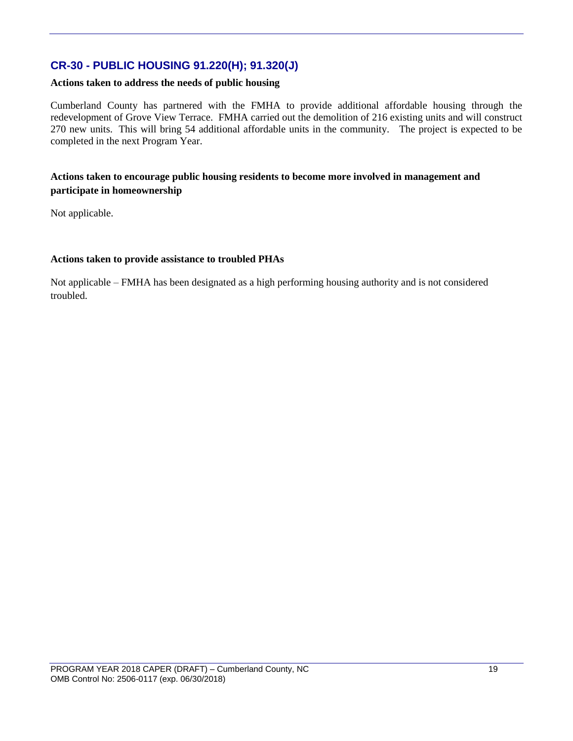## CR-30 - PUBLIC HOUSING 91.220(H); 91.320(J)

**Actions taken to address the needs of public housing**

Cumberland County has partnered with the FMHA to provide additional affordable housing through the redevelopment of Grove View Terrace. FMHA carried out the demolition of 216 existing units and will construct 270 new units. This will bring 54 additional affordable units in the community. The project is expected to be completed in the next Program Year.

**Actions taken to encourage public housing residents to become more involved in management and participate in homeownership**

Not applicable.

**Actions taken to provide assistance to troubled PHAs**

Not applicable – FMHA has been designated as a high performing housing authority and is not considered troubled.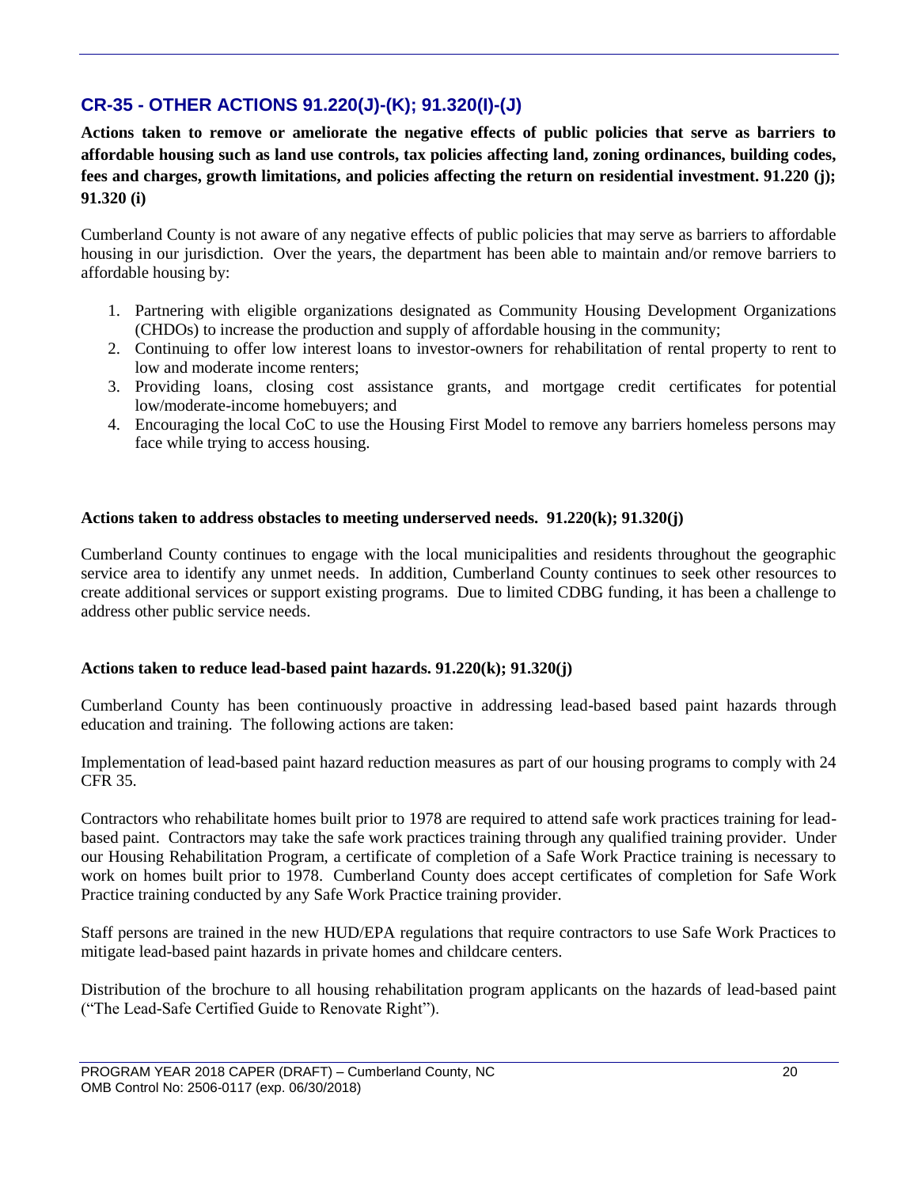## CR-35 - OTHER ACTIONS 91.220(J)-(K); 91.320(I)-(J)

**Actions taken to remove or ameliorate the negative effects of public policies that serve as barriers to affordable housing such as land use controls, tax policies affecting land, zoning ordinances, building codes, fees and charges, growth limitations, and policies affecting the return on residential investment. 91.220 (j); 91.320 (i)**

Cumberland County is not aware of any negative effects of public policies that may serve as barriers to affordable housing in our jurisdiction. Over the years, the department has been able to maintain and/or remove barriers to affordable housing by:

1. Partnering with eligible organizations designated as Community Housing Development Organizations (CHDOs) to increase the production and supply of affordable housing in the community;
2. Continuing to offer low interest loans to investor-owners for rehabilitation of rental property to rent to low and moderate income renters;
3. Providing loans, closing cost assistance grants, and mortgage credit certificates for potential low/moderate-income homebuyers; and
4. Encouraging the local CoC to use the Housing First Model to remove any barriers homeless persons may face while trying to access housing.

**Actions taken to address obstacles to meeting underserved needs. 91.220(k); 91.320(j)**

Cumberland County continues to engage with the local municipalities and residents throughout the geographic service area to identify any unmet needs. In addition, Cumberland County continues to seek other resources to create additional services or support existing programs. Due to limited CDBG funding, it has been a challenge to address other public service needs.

**Actions taken to reduce lead-based paint hazards. 91.220(k); 91.320(j)**

Cumberland County has been continuously proactive in addressing lead-based based paint hazards through education and training. The following actions are taken:

Implementation of lead-based paint hazard reduction measures as part of our housing programs to comply with 24 CFR 35.

Contractors who rehabilitate homes built prior to 1978 are required to attend safe work practices training for lead-based paint. Contractors may take the safe work practices training through any qualified training provider. Under our Housing Rehabilitation Program, a certificate of completion of a Safe Work Practice training is necessary to work on homes built prior to 1978. Cumberland County does accept certificates of completion for Safe Work Practice training conducted by any Safe Work Practice training provider.

Staff persons are trained in the new HUD/EPA regulations that require contractors to use Safe Work Practices to mitigate lead-based paint hazards in private homes and childcare centers.

Distribution of the brochure to all housing rehabilitation program applicants on the hazards of lead-based paint ("The Lead-Safe Certified Guide to Renovate Right").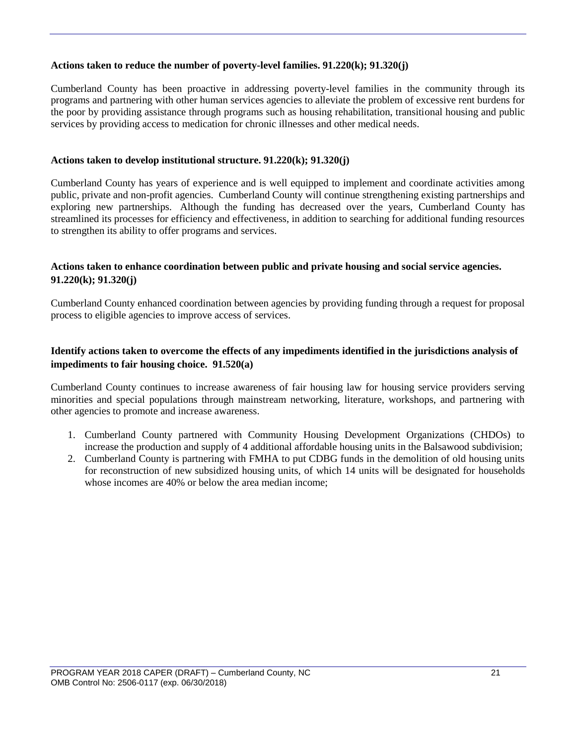**Actions taken to reduce the number of poverty-level families. 91.220(k); 91.320(j)**

Cumberland County has been proactive in addressing poverty-level families in the community through its programs and partnering with other human services agencies to alleviate the problem of excessive rent burdens for the poor by providing assistance through programs such as housing rehabilitation, transitional housing and public services by providing access to medication for chronic illnesses and other medical needs.

**Actions taken to develop institutional structure. 91.220(k); 91.320(j)**

Cumberland County has years of experience and is well equipped to implement and coordinate activities among public, private and non-profit agencies. Cumberland County will continue strengthening existing partnerships and exploring new partnerships. Although the funding has decreased over the years, Cumberland County has streamlined its processes for efficiency and effectiveness, in addition to searching for additional funding resources to strengthen its ability to offer programs and services.

**Actions taken to enhance coordination between public and private housing and social service agencies. 91.220(k); 91.320(j)**

Cumberland County enhanced coordination between agencies by providing funding through a request for proposal process to eligible agencies to improve access of services.

**Identify actions taken to overcome the effects of any impediments identified in the jurisdictions analysis of impediments to fair housing choice. 91.520(a)**

Cumberland County continues to increase awareness of fair housing law for housing service providers serving minorities and special populations through mainstream networking, literature, workshops, and partnering with other agencies to promote and increase awareness.

1. Cumberland County partnered with Community Housing Development Organizations (CHDOs) to increase the production and supply of 4 additional affordable housing units in the Balsawood subdivision;
2. Cumberland County is partnering with FMHA to put CDBG funds in the demolition of old housing units for reconstruction of new subsidized housing units, of which 14 units will be designated for households whose incomes are 40% or below the area median income;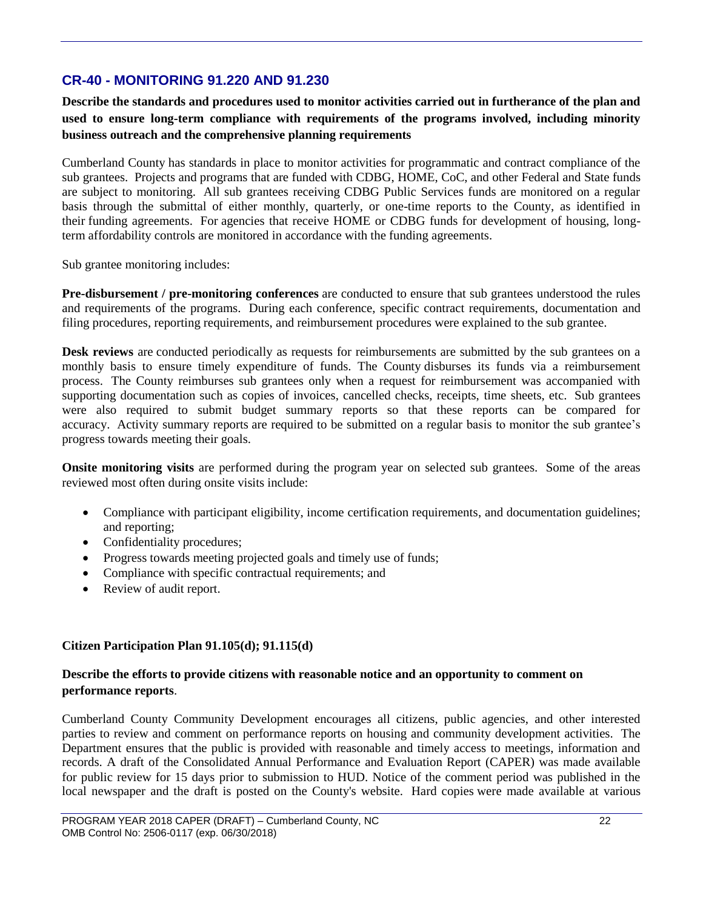## CR-40 - MONITORING 91.220 AND 91.230

**Describe the standards and procedures used to monitor activities carried out in furtherance of the plan and used to ensure long-term compliance with requirements of the programs involved, including minority business outreach and the comprehensive planning requirements**

Cumberland County has standards in place to monitor activities for programmatic and contract compliance of the sub grantees. Projects and programs that are funded with CDBG, HOME, CoC, and other Federal and State funds are subject to monitoring. All sub grantees receiving CDBG Public Services funds are monitored on a regular basis through the submittal of either monthly, quarterly, or one-time reports to the County, as identified in their funding agreements. For agencies that receive HOME or CDBG funds for development of housing, long-term affordability controls are monitored in accordance with the funding agreements.

Sub grantee monitoring includes:

**Pre-disbursement / pre-monitoring conferences** are conducted to ensure that sub grantees understood the rules and requirements of the programs. During each conference, specific contract requirements, documentation and filing procedures, reporting requirements, and reimbursement procedures were explained to the sub grantee.

**Desk reviews** are conducted periodically as requests for reimbursements are submitted by the sub grantees on a monthly basis to ensure timely expenditure of funds. The County disburses its funds via a reimbursement process. The County reimburses sub grantees only when a request for reimbursement was accompanied with supporting documentation such as copies of invoices, cancelled checks, receipts, time sheets, etc. Sub grantees were also required to submit budget summary reports so that these reports can be compared for accuracy. Activity summary reports are required to be submitted on a regular basis to monitor the sub grantee's progress towards meeting their goals.

**Onsite monitoring visits** are performed during the program year on selected sub grantees. Some of the areas reviewed most often during onsite visits include:

- Compliance with participant eligibility, income certification requirements, and documentation guidelines; and reporting;
- Confidentiality procedures;
- Progress towards meeting projected goals and timely use of funds;
- Compliance with specific contractual requirements; and
- Review of audit report.

**Citizen Participation Plan 91.105(d); 91.115(d)**

**Describe the efforts to provide citizens with reasonable notice and an opportunity to comment on performance reports**.

Cumberland County Community Development encourages all citizens, public agencies, and other interested parties to review and comment on performance reports on housing and community development activities. The Department ensures that the public is provided with reasonable and timely access to meetings, information and records. A draft of the Consolidated Annual Performance and Evaluation Report (CAPER) was made available for public review for 15 days prior to submission to HUD. Notice of the comment period was published in the local newspaper and the draft is posted on the County's website. Hard copies were made available at various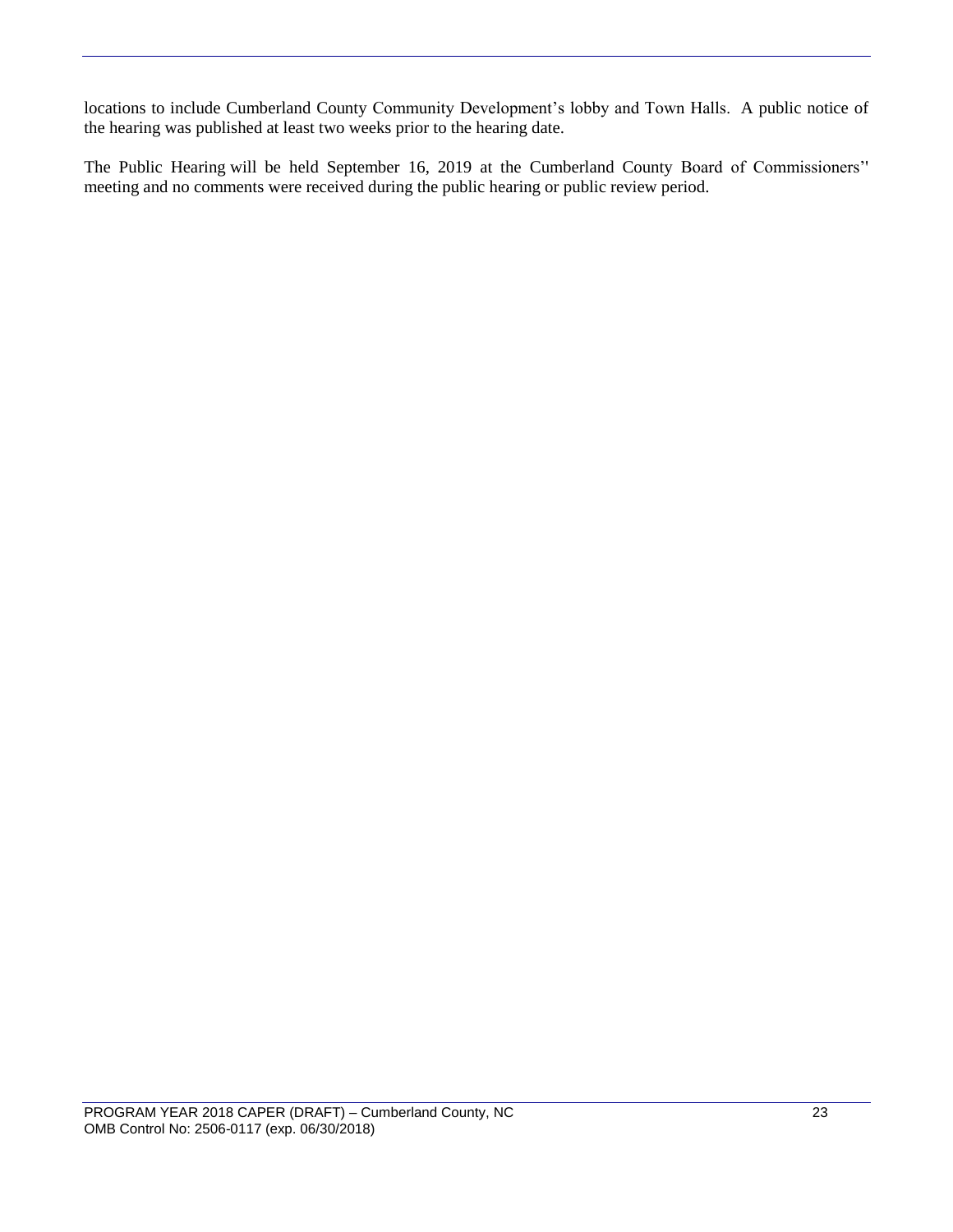locations to include Cumberland County Community Development's lobby and Town Halls. A public notice of the hearing was published at least two weeks prior to the hearing date.

The Public Hearing will be held September 16, 2019 at the Cumberland County Board of Commissioners'' meeting and no comments were received during the public hearing or public review period.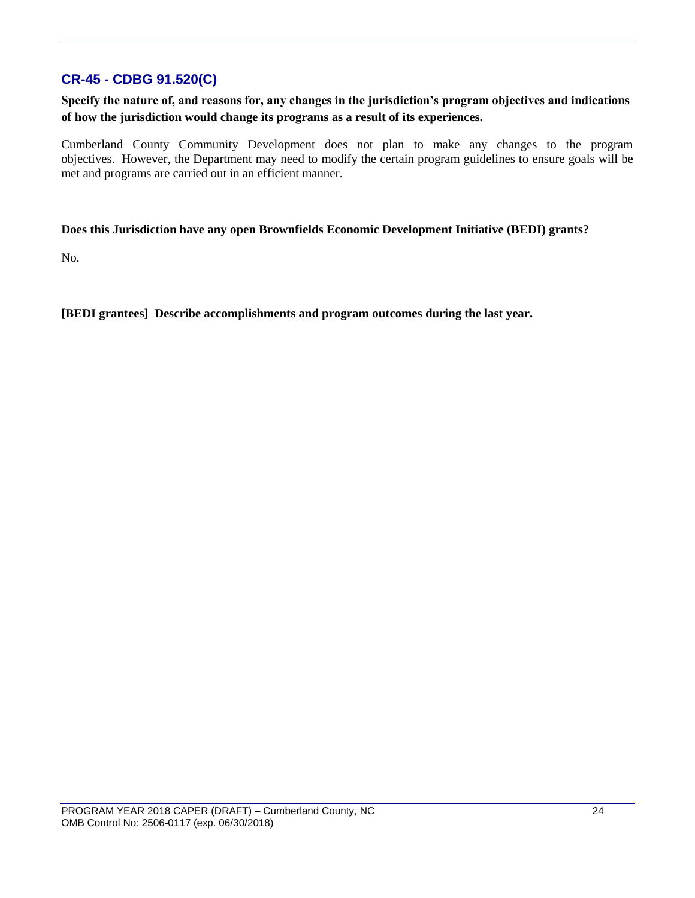## CR-45 - CDBG 91.520(C)

**Specify the nature of, and reasons for, any changes in the jurisdiction's program objectives and indications of how the jurisdiction would change its programs as a result of its experiences.**

Cumberland County Community Development does not plan to make any changes to the program objectives. However, the Department may need to modify the certain program guidelines to ensure goals will be met and programs are carried out in an efficient manner.

**Does this Jurisdiction have any open Brownfields Economic Development Initiative (BEDI) grants?**

No.

**[BEDI grantees] Describe accomplishments and program outcomes during the last year.**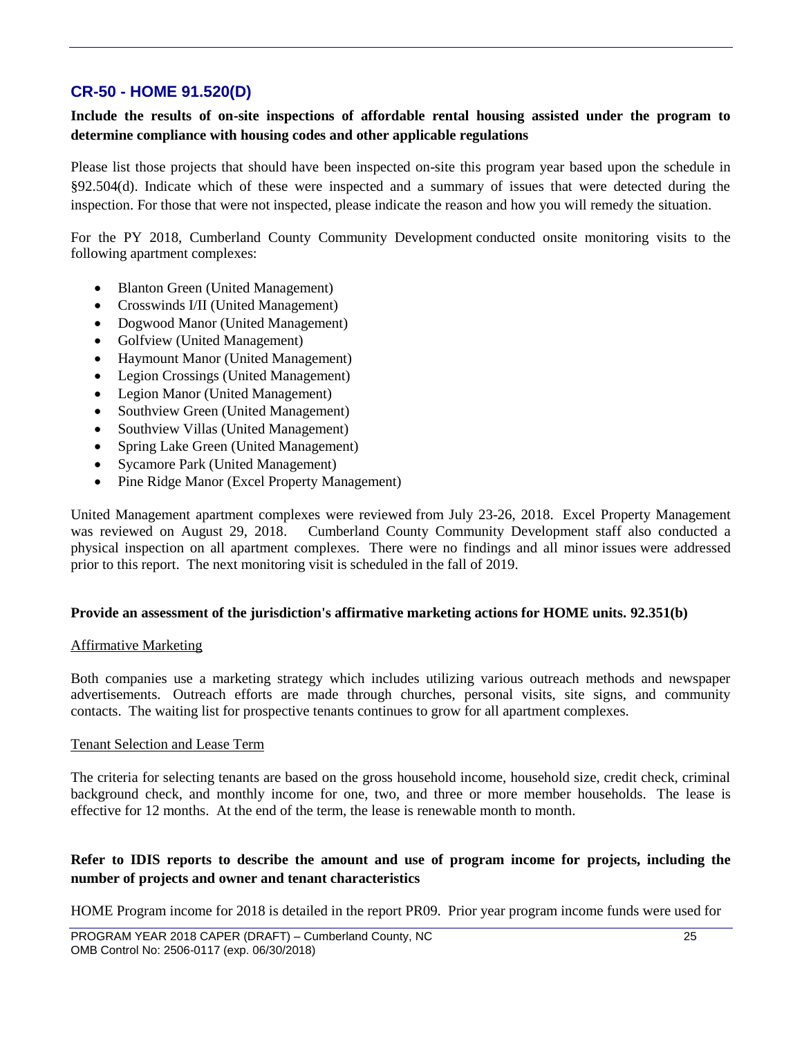## CR-50 - HOME 91.520(D)

**Include the results of on-site inspections of affordable rental housing assisted under the program to determine compliance with housing codes and other applicable regulations**

Please list those projects that should have been inspected on-site this program year based upon the schedule in §92.504(d). Indicate which of these were inspected and a summary of issues that were detected during the inspection. For those that were not inspected, please indicate the reason and how you will remedy the situation.

For the PY 2018, Cumberland County Community Development conducted onsite monitoring visits to the following apartment complexes:

- Blanton Green (United Management)
- Crosswinds I/II (United Management)
- Dogwood Manor (United Management)
- Golfview (United Management)
- Haymount Manor (United Management)
- Legion Crossings (United Management)
- Legion Manor (United Management)
- Southview Green (United Management)
- Southview Villas (United Management)
- Spring Lake Green (United Management)
- Sycamore Park (United Management)
- Pine Ridge Manor (Excel Property Management)

United Management apartment complexes were reviewed from July 23-26, 2018. Excel Property Management was reviewed on August 29, 2018. Cumberland County Community Development staff also conducted a physical inspection on all apartment complexes. There were no findings and all minor issues were addressed prior to this report. The next monitoring visit is scheduled in the fall of 2019.

**Provide an assessment of the jurisdiction's affirmative marketing actions for HOME units. 92.351(b)**

Affirmative Marketing

Both companies use a marketing strategy which includes utilizing various outreach methods and newspaper advertisements. Outreach efforts are made through churches, personal visits, site signs, and community contacts. The waiting list for prospective tenants continues to grow for all apartment complexes.

Tenant Selection and Lease Term

The criteria for selecting tenants are based on the gross household income, household size, credit check, criminal background check, and monthly income for one, two, and three or more member households. The lease is effective for 12 months. At the end of the term, the lease is renewable month to month.

**Refer to IDIS reports to describe the amount and use of program income for projects, including the number of projects and owner and tenant characteristics**

HOME Program income for 2018 is detailed in the report PR09. Prior year program income funds were used for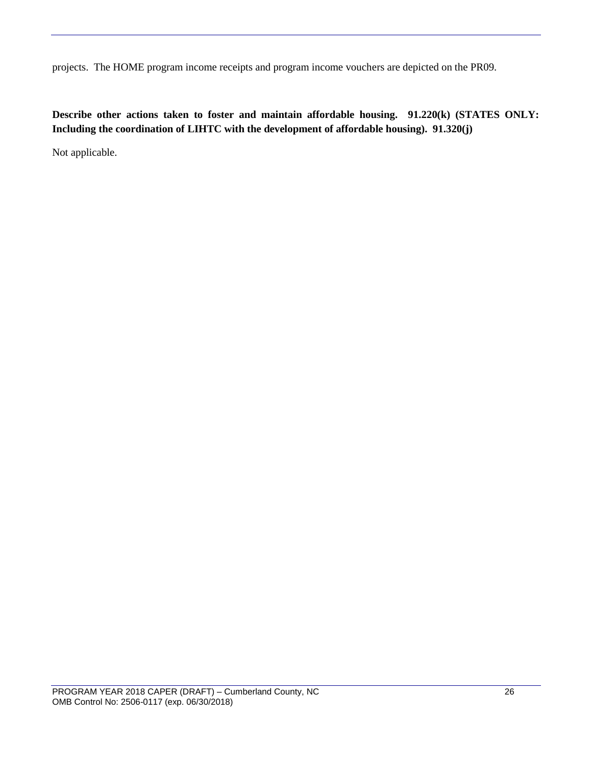projects. The HOME program income receipts and program income vouchers are depicted on the PR09.

**Describe other actions taken to foster and maintain affordable housing. 91.220(k) (STATES ONLY: Including the coordination of LIHTC with the development of affordable housing). 91.320(j)**

Not applicable.